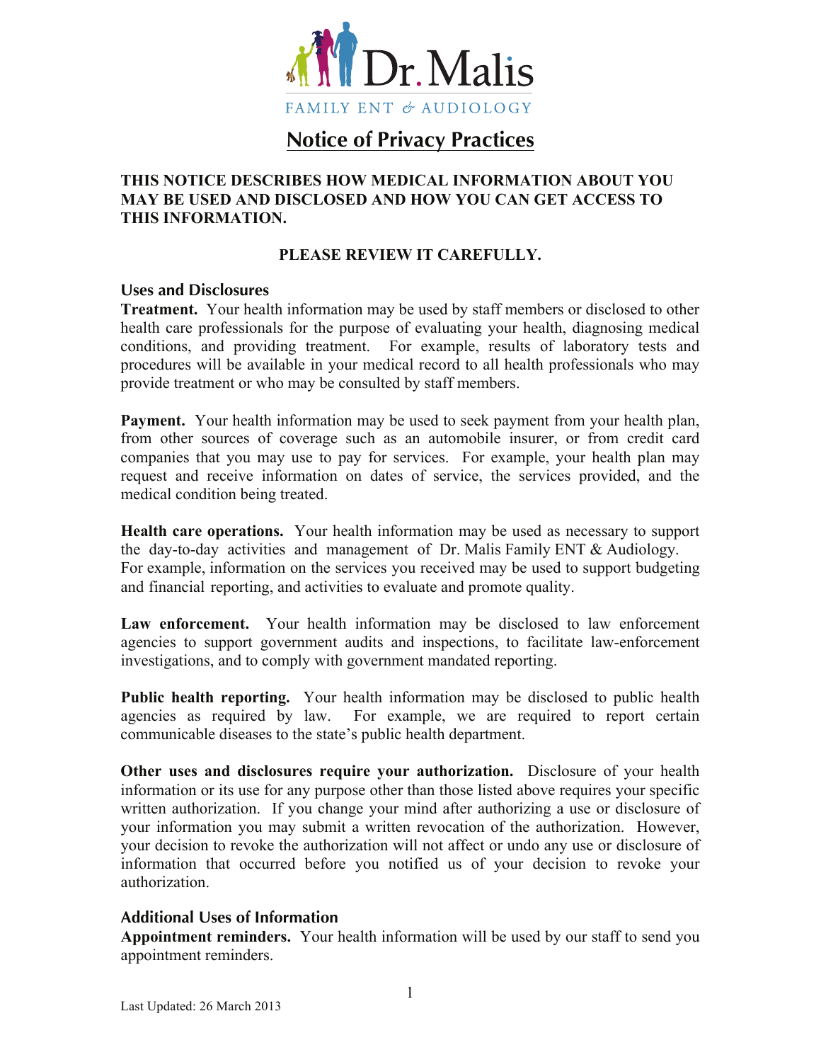Dr. Malis

FAMILY ENT & AUDIOLOGY

# Notice of Privacy Practices

**THIS NOTICE DESCRIBES HOW MEDICAL INFORMATION ABOUT YOU MAY BE USED AND DISCLOSED AND HOW YOU CAN GET ACCESS TO THIS INFORMATION.**

**PLEASE REVIEW IT CAREFULLY.**

## Uses and Disclosures

**Treatment.** Your health information may be used by staff members or disclosed to other health care professionals for the purpose of evaluating your health, diagnosing medical conditions, and providing treatment. For example, results of laboratory tests and procedures will be available in your medical record to all health professionals who may provide treatment or who may be consulted by staff members.

**Payment.** Your health information may be used to seek payment from your health plan, from other sources of coverage such as an automobile insurer, or from credit card companies that you may use to pay for services. For example, your health plan may request and receive information on dates of service, the services provided, and the medical condition being treated.

**Health care operations.** Your health information may be used as necessary to support the day-to-day activities and management of Dr. Malis Family ENT & Audiology. For example, information on the services you received may be used to support budgeting and financial reporting, and activities to evaluate and promote quality.

**Law enforcement.** Your health information may be disclosed to law enforcement agencies to support government audits and inspections, to facilitate law-enforcement investigations, and to comply with government mandated reporting.

**Public health reporting.** Your health information may be disclosed to public health agencies as required by law. For example, we are required to report certain communicable diseases to the state's public health department.

**Other uses and disclosures require your authorization.** Disclosure of your health information or its use for any purpose other than those listed above requires your specific written authorization. If you change your mind after authorizing a use or disclosure of your information you may submit a written revocation of the authorization. However, your decision to revoke the authorization will not affect or undo any use or disclosure of information that occurred before you notified us of your decision to revoke your authorization.

## Additional Uses of Information

**Appointment reminders.** Your health information will be used by our staff to send you appointment reminders.

Last Updated: 26 March 2013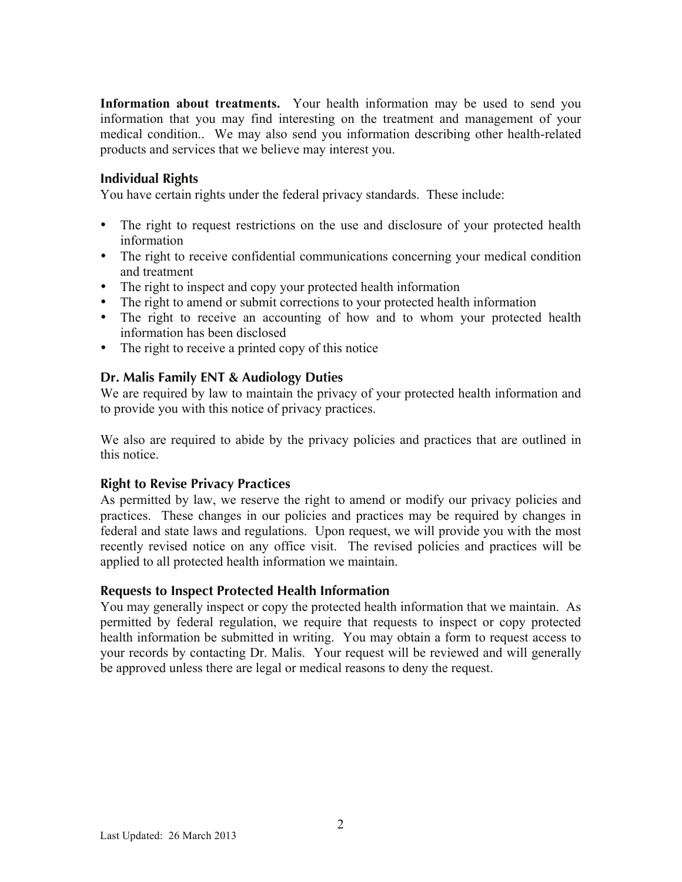**Information about treatments.** Your health information may be used to send you information that you may find interesting on the treatment and management of your medical condition.. We may also send you information describing other health-related products and services that we believe may interest you.

### Individual Rights

You have certain rights under the federal privacy standards. These include:

- The right to request restrictions on the use and disclosure of your protected health information
- The right to receive confidential communications concerning your medical condition and treatment
- The right to inspect and copy your protected health information
- The right to amend or submit corrections to your protected health information
- The right to receive an accounting of how and to whom your protected health information has been disclosed
- The right to receive a printed copy of this notice

### Dr. Malis Family ENT & Audiology Duties

We are required by law to maintain the privacy of your protected health information and to provide you with this notice of privacy practices.

We also are required to abide by the privacy policies and practices that are outlined in this notice.

### Right to Revise Privacy Practices

As permitted by law, we reserve the right to amend or modify our privacy policies and practices. These changes in our policies and practices may be required by changes in federal and state laws and regulations. Upon request, we will provide you with the most recently revised notice on any office visit. The revised policies and practices will be applied to all protected health information we maintain.

### Requests to Inspect Protected Health Information

You may generally inspect or copy the protected health information that we maintain. As permitted by federal regulation, we require that requests to inspect or copy protected health information be submitted in writing. You may obtain a form to request access to your records by contacting Dr. Malis. Your request will be reviewed and will generally be approved unless there are legal or medical reasons to deny the request.

Last Updated: 26 March 2013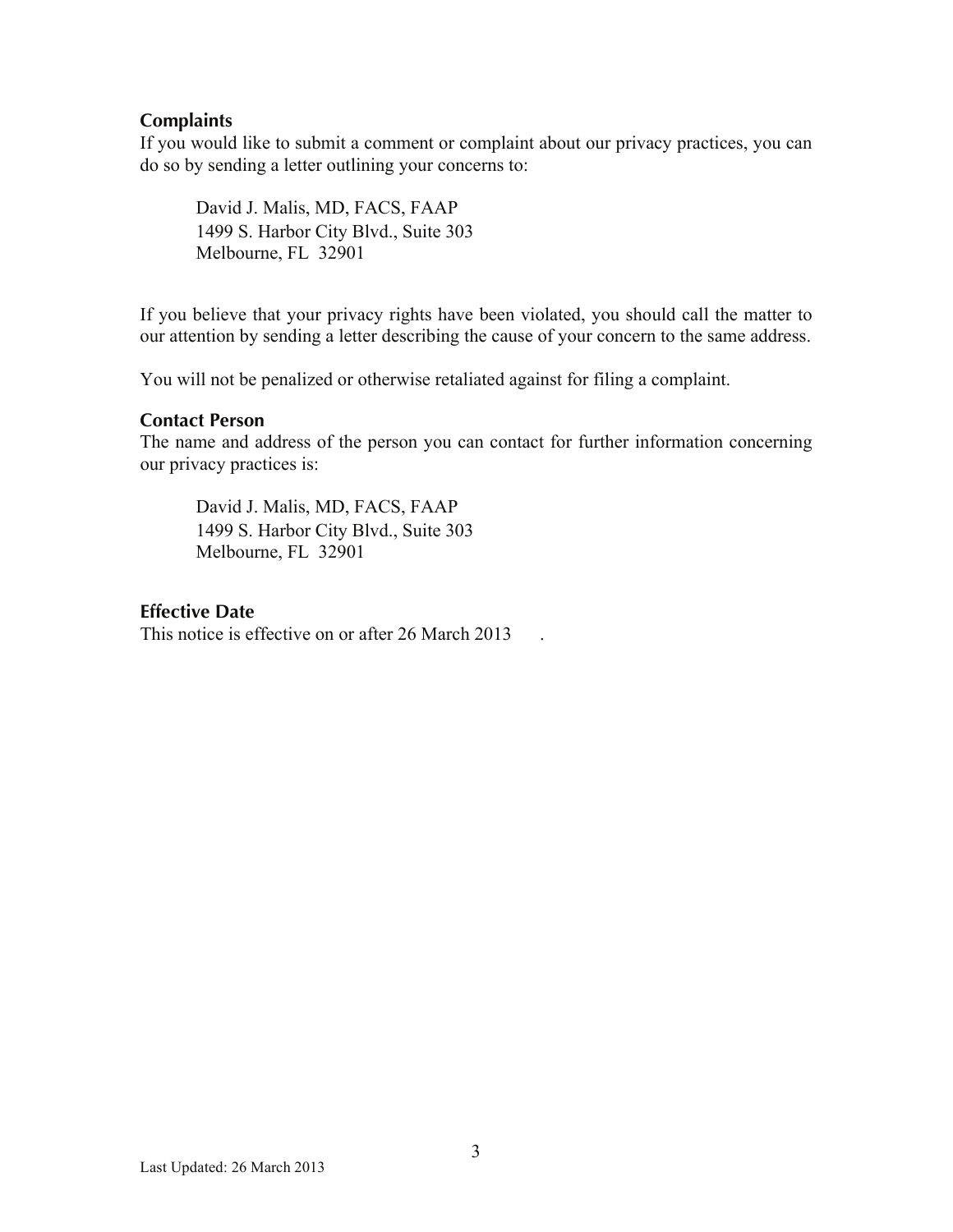### Complaints

If you would like to submit a comment or complaint about our privacy practices, you can do so by sending a letter outlining your concerns to:

David J. Malis, MD, FACS, FAAP
1499 S. Harbor City Blvd., Suite 303
Melbourne, FL 32901

If you believe that your privacy rights have been violated, you should call the matter to our attention by sending a letter describing the cause of your concern to the same address.

You will not be penalized or otherwise retaliated against for filing a complaint.

### Contact Person

The name and address of the person you can contact for further information concerning our privacy practices is:

David J. Malis, MD, FACS, FAAP
1499 S. Harbor City Blvd., Suite 303
Melbourne, FL 32901

### Effective Date

This notice is effective on or after 26 March 2013 .

Last Updated: 26 March 2013